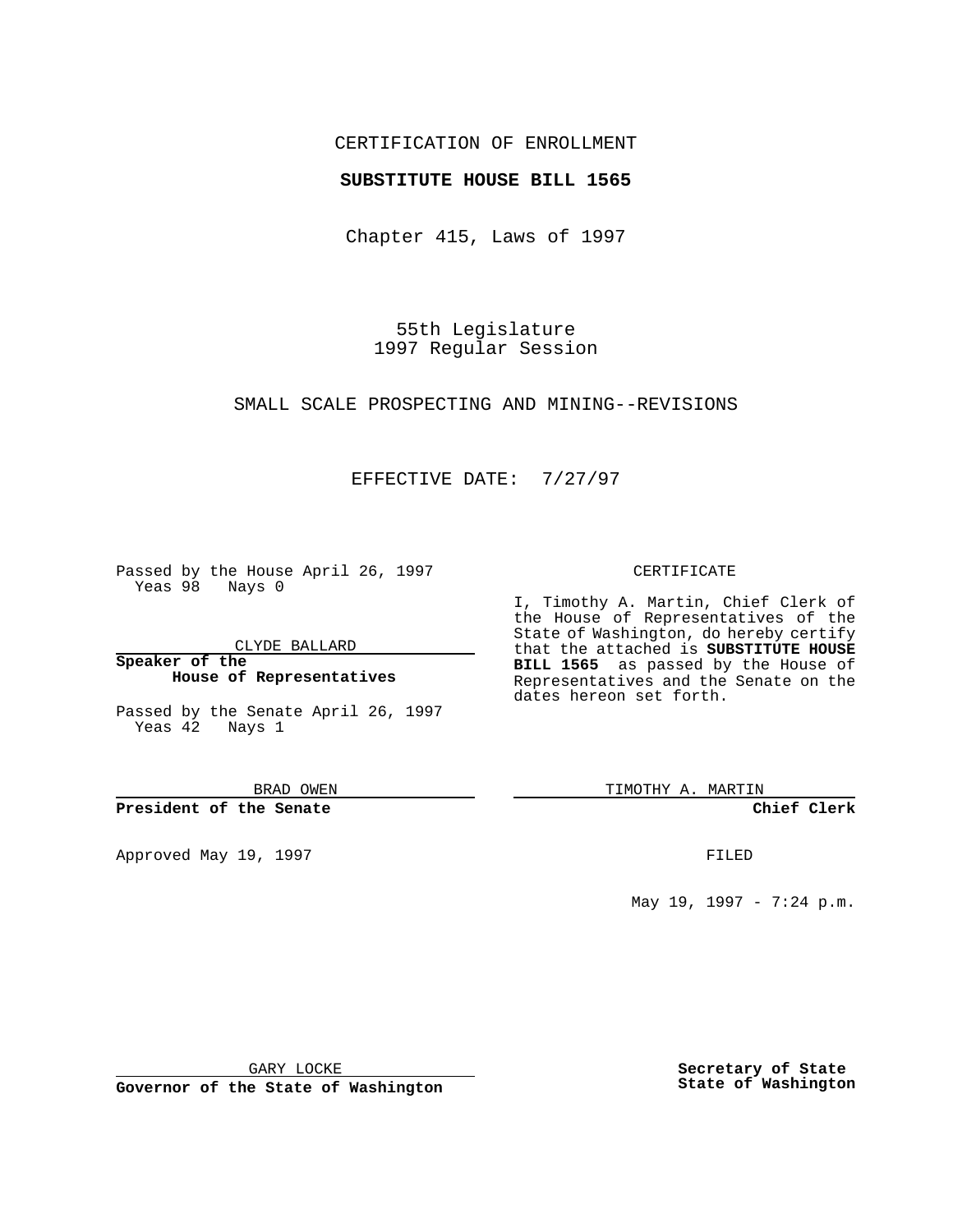CERTIFICATION OF ENROLLMENT

**SUBSTITUTE HOUSE BILL 1565**

Chapter 415, Laws of 1997

55th Legislature
1997 Regular Session

SMALL SCALE PROSPECTING AND MINING--REVISIONS

EFFECTIVE DATE: 7/27/97

Passed by the House April 26, 1997
Yeas 98 Nays 0

CLYDE BALLARD

**Speaker of the House of Representatives**

Passed by the Senate April 26, 1997
Yeas 42 Nays 1

BRAD OWEN

**President of the Senate**

Approved May 19, 1997

GARY LOCKE

**Governor of the State of Washington**

CERTIFICATE

I, Timothy A. Martin, Chief Clerk of the House of Representatives of the State of Washington, do hereby certify that the attached is **SUBSTITUTE HOUSE BILL 1565** as passed by the House of Representatives and the Senate on the dates hereon set forth.

TIMOTHY A. MARTIN

**Chief Clerk**

FILED

May 19, 1997 - 7:24 p.m.

**Secretary of State**
**State of Washington**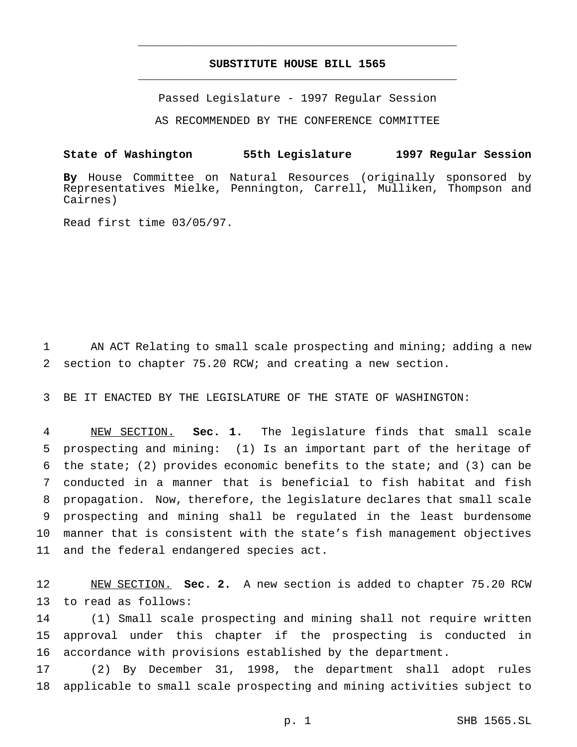# SUBSTITUTE HOUSE BILL 1565

Passed Legislature - 1997 Regular Session

AS RECOMMENDED BY THE CONFERENCE COMMITTEE

**State of Washington 55th Legislature 1997 Regular Session**

**By** House Committee on Natural Resources (originally sponsored by Representatives Mielke, Pennington, Carrell, Mulliken, Thompson and Cairnes)

Read first time 03/05/97.

AN ACT Relating to small scale prospecting and mining; adding a new section to chapter 75.20 RCW; and creating a new section.

BE IT ENACTED BY THE LEGISLATURE OF THE STATE OF WASHINGTON:

NEW SECTION. **Sec. 1.** The legislature finds that small scale prospecting and mining: (1) Is an important part of the heritage of the state; (2) provides economic benefits to the state; and (3) can be conducted in a manner that is beneficial to fish habitat and fish propagation. Now, therefore, the legislature declares that small scale prospecting and mining shall be regulated in the least burdensome manner that is consistent with the state's fish management objectives and the federal endangered species act.

NEW SECTION. **Sec. 2.** A new section is added to chapter 75.20 RCW to read as follows:

(1) Small scale prospecting and mining shall not require written approval under this chapter if the prospecting is conducted in accordance with provisions established by the department.

(2) By December 31, 1998, the department shall adopt rules applicable to small scale prospecting and mining activities subject to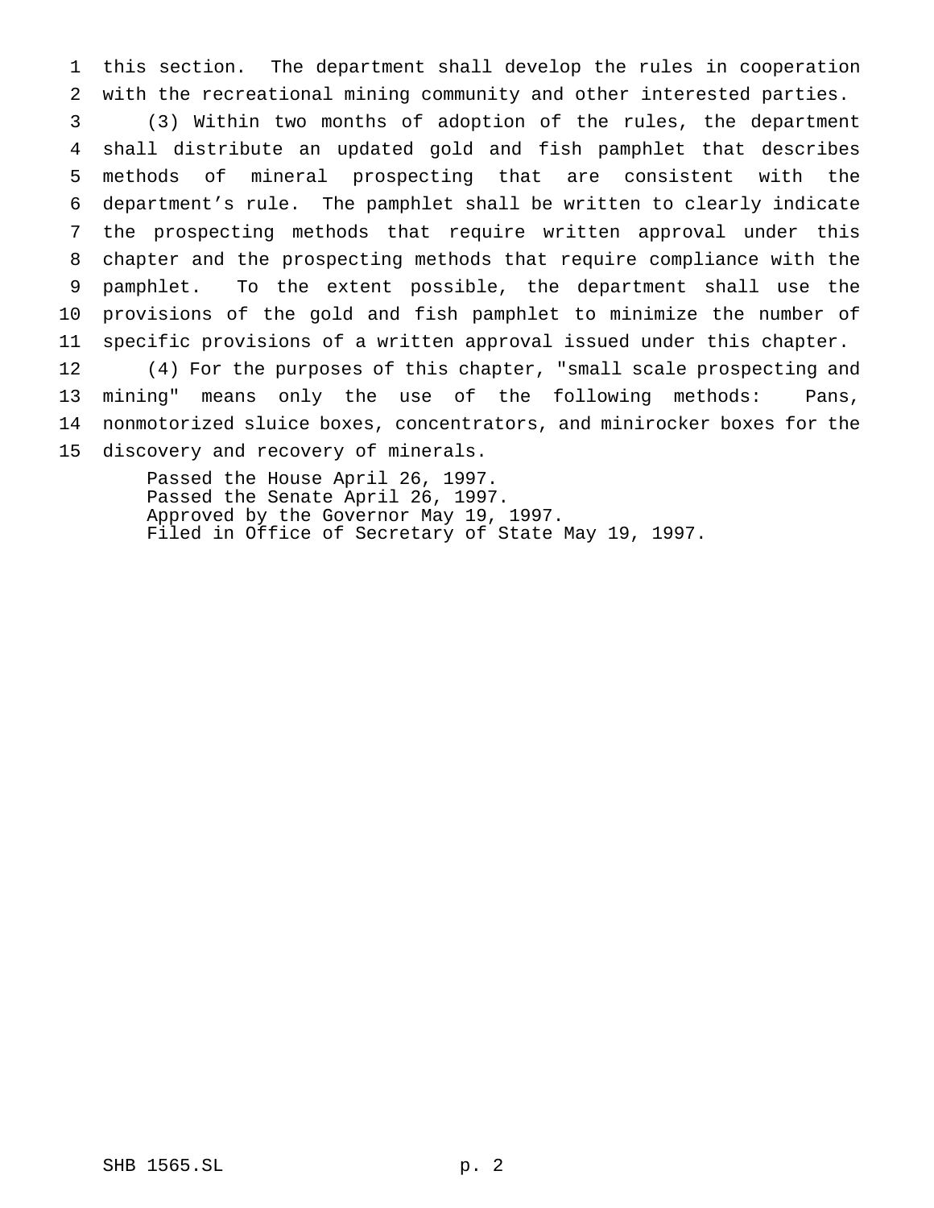this section. The department shall develop the rules in cooperation with the recreational mining community and other interested parties.

(3) Within two months of adoption of the rules, the department shall distribute an updated gold and fish pamphlet that describes methods of mineral prospecting that are consistent with the department's rule. The pamphlet shall be written to clearly indicate the prospecting methods that require written approval under this chapter and the prospecting methods that require compliance with the pamphlet. To the extent possible, the department shall use the provisions of the gold and fish pamphlet to minimize the number of specific provisions of a written approval issued under this chapter.

(4) For the purposes of this chapter, "small scale prospecting and mining" means only the use of the following methods: Pans, nonmotorized sluice boxes, concentrators, and minirocker boxes for the discovery and recovery of minerals.

Passed the House April 26, 1997.
Passed the Senate April 26, 1997.
Approved by the Governor May 19, 1997.
Filed in Office of Secretary of State May 19, 1997.